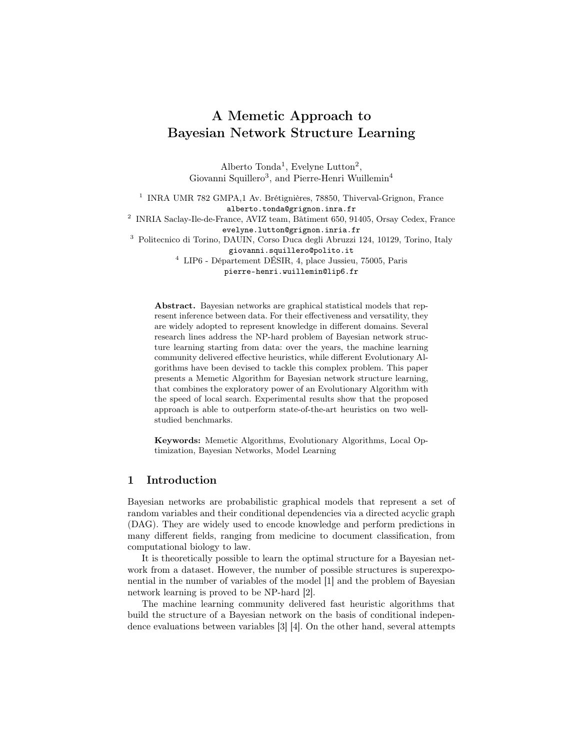# A Memetic Approach to Bayesian Network Structure Learning

Alberto Tonda[1], Evelyne Lutton[2], Giovanni Squillero[3], and Pierre-Henri Wuillemin[4]

[1] INRA UMR 782 GMPA,1 Av. Brétignières, 78850, Thiverval-Grignon, France
alberto.tonda@grignon.inra.fr

[2] INRIA Saclay-Ile-de-France, AVIZ team, Bâtiment 650, 91405, Orsay Cedex, France
evelyne.lutton@grignon.inria.fr

[3] Politecnico di Torino, DAUIN, Corso Duca degli Abruzzi 124, 10129, Torino, Italy
giovanni.squillero@polito.it

[4] LIP6 - Département DÉSIR, 4, place Jussieu, 75005, Paris
pierre-henri.wuillemin@lip6.fr

**Abstract.** Bayesian networks are graphical statistical models that represent inference between data. For their effectiveness and versatility, they are widely adopted to represent knowledge in different domains. Several research lines address the NP-hard problem of Bayesian network structure learning starting from data: over the years, the machine learning community delivered effective heuristics, while different Evolutionary Algorithms have been devised to tackle this complex problem. This paper presents a Memetic Algorithm for Bayesian network structure learning, that combines the exploratory power of an Evolutionary Algorithm with the speed of local search. Experimental results show that the proposed approach is able to outperform state-of-the-art heuristics on two well-studied benchmarks.

**Keywords:** Memetic Algorithms, Evolutionary Algorithms, Local Optimization, Bayesian Networks, Model Learning

## 1 Introduction

Bayesian networks are probabilistic graphical models that represent a set of random variables and their conditional dependencies via a directed acyclic graph (DAG). They are widely used to encode knowledge and perform predictions in many different fields, ranging from medicine to document classification, from computational biology to law.

It is theoretically possible to learn the optimal structure for a Bayesian network from a dataset. However, the number of possible structures is superexponential in the number of variables of the model [1] and the problem of Bayesian network learning is proved to be NP-hard [2].

The machine learning community delivered fast heuristic algorithms that build the structure of a Bayesian network on the basis of conditional independence evaluations between variables [3] [4]. On the other hand, several attempts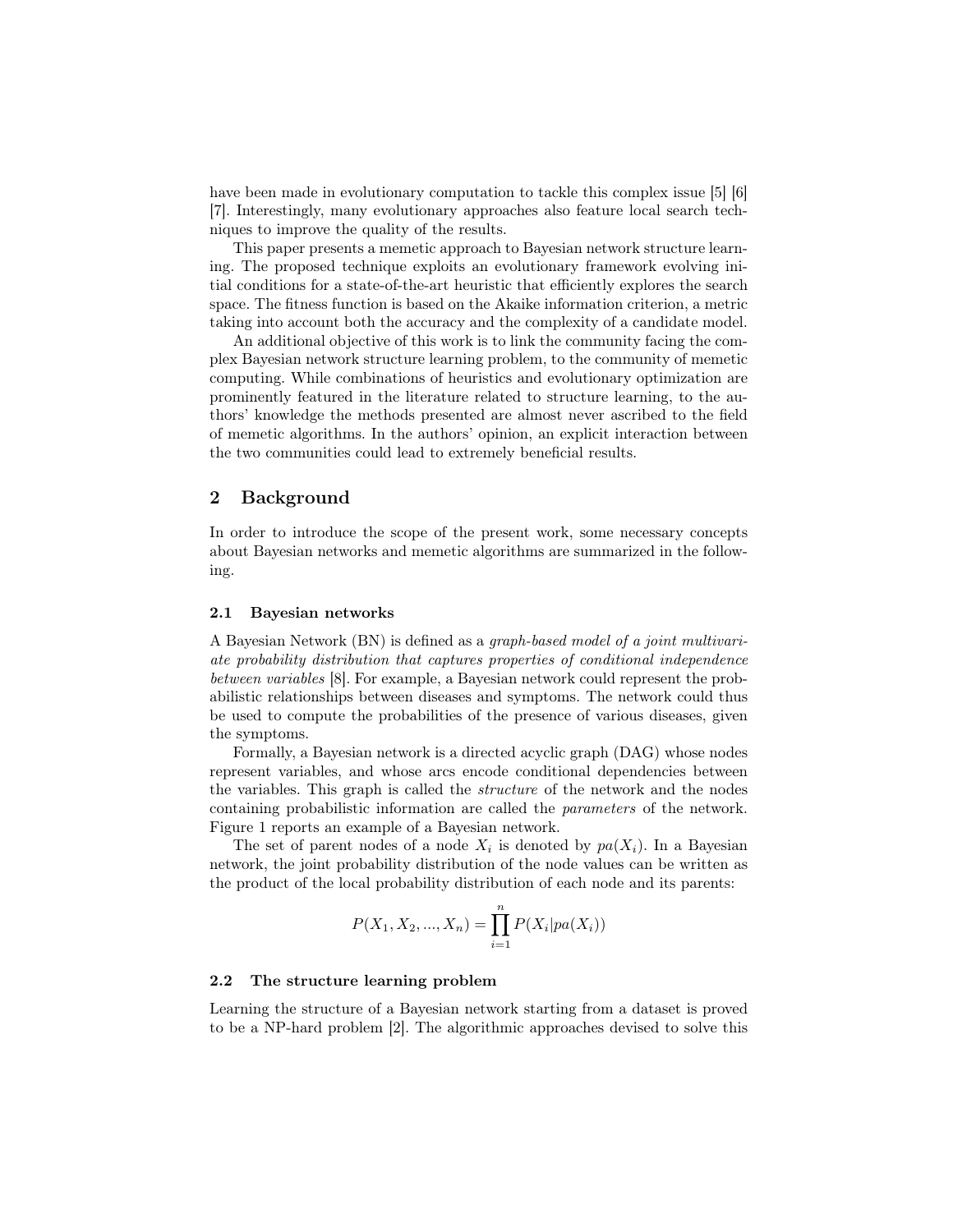have been made in evolutionary computation to tackle this complex issue [5] [6] [7]. Interestingly, many evolutionary approaches also feature local search techniques to improve the quality of the results.

This paper presents a memetic approach to Bayesian network structure learning. The proposed technique exploits an evolutionary framework evolving initial conditions for a state-of-the-art heuristic that efficiently explores the search space. The fitness function is based on the Akaike information criterion, a metric taking into account both the accuracy and the complexity of a candidate model.

An additional objective of this work is to link the community facing the complex Bayesian network structure learning problem, to the community of memetic computing. While combinations of heuristics and evolutionary optimization are prominently featured in the literature related to structure learning, to the authors' knowledge the methods presented are almost never ascribed to the field of memetic algorithms. In the authors' opinion, an explicit interaction between the two communities could lead to extremely beneficial results.

## 2 Background

In order to introduce the scope of the present work, some necessary concepts about Bayesian networks and memetic algorithms are summarized in the following.

### 2.1 Bayesian networks

A Bayesian Network (BN) is defined as a *graph-based model of a joint multivariate probability distribution that captures properties of conditional independence between variables* [8]. For example, a Bayesian network could represent the probabilistic relationships between diseases and symptoms. The network could thus be used to compute the probabilities of the presence of various diseases, given the symptoms.

Formally, a Bayesian network is a directed acyclic graph (DAG) whose nodes represent variables, and whose arcs encode conditional dependencies between the variables. This graph is called the *structure* of the network and the nodes containing probabilistic information are called the *parameters* of the network. Figure 1 reports an example of a Bayesian network.

The set of parent nodes of a node $X_i$ is denoted by $pa(X_i)$. In a Bayesian network, the joint probability distribution of the node values can be written as the product of the local probability distribution of each node and its parents:

$$P(X_1, X_2, ..., X_n) = \prod_{i=1}^{n} P(X_i | pa(X_i))$$

### 2.2 The structure learning problem

Learning the structure of a Bayesian network starting from a dataset is proved to be a NP-hard problem [2]. The algorithmic approaches devised to solve this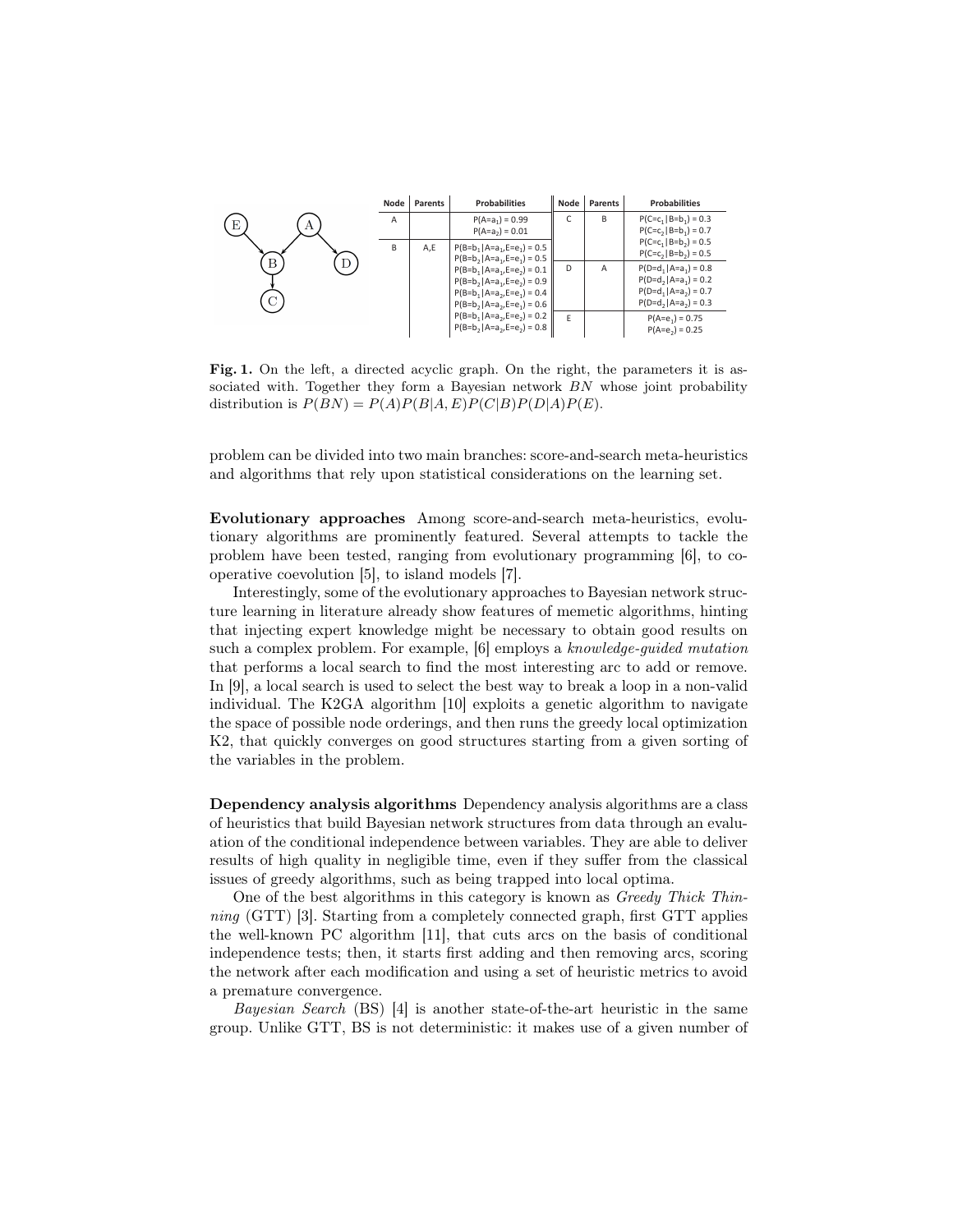| Node | Parents | Probabilities | Node | Parents | Probabilities |
|---|---|---|---|---|---|
| A | | $P(A=a_1) = 0.99$ <br> $P(A=a_2) = 0.01$ | C | B | $P(C=c_1\|B=b_1) = 0.3$ <br> $P(C=c_2\|B=b_1) = 0.7$ <br> $P(C=c_1\|B=b_2) = 0.5$ <br> $P(C=c_2\|B=b_2) = 0.5$ |
| B | A,E | $P(B=b_1\|A=a_1,E=e_1) = 0.5$ <br> $P(B=b_2\|A=a_1,E=e_1) = 0.5$ <br> $P(B=b_1\|A=a_1,E=e_2) = 0.1$ <br> $P(B=b_2\|A=a_1,E=e_2) = 0.9$ <br> $P(B=b_1\|A=a_2,E=e_1) = 0.4$ <br> $P(B=b_2\|A=a_2,E=e_1) = 0.6$ <br> $P(B=b_1\|A=a_2,E=e_2) = 0.2$ <br> $P(B=b_2\|A=a_2,E=e_2) = 0.8$ | D | A | $P(D=d_1\|A=a_1) = 0.8$ <br> $P(D=d_2\|A=a_1) = 0.2$ <br> $P(D=d_1\|A=a_2) = 0.7$ <br> $P(D=d_2\|A=a_2) = 0.3$ |
| | | | E | | $P(A=e_1) = 0.75$ <br> $P(A=e_2) = 0.25$ |

**Fig. 1.** On the left, a directed acyclic graph. On the right, the parameters it is associated with. Together they form a Bayesian network $BN$ whose joint probability distribution is $P(BN) = P(A)P(B|A,E)P(C|B)P(D|A)P(E)$.

problem can be divided into two main branches: score-and-search meta-heuristics and algorithms that rely upon statistical considerations on the learning set.

**Evolutionary approaches** Among score-and-search meta-heuristics, evolutionary algorithms are prominently featured. Several attempts to tackle the problem have been tested, ranging from evolutionary programming [6], to cooperative coevolution [5], to island models [7].

Interestingly, some of the evolutionary approaches to Bayesian network structure learning in literature already show features of memetic algorithms, hinting that injecting expert knowledge might be necessary to obtain good results on such a complex problem. For example, [6] employs a *knowledge-guided mutation* that performs a local search to find the most interesting arc to add or remove. In [9], a local search is used to select the best way to break a loop in a non-valid individual. The K2GA algorithm [10] exploits a genetic algorithm to navigate the space of possible node orderings, and then runs the greedy local optimization K2, that quickly converges on good structures starting from a given sorting of the variables in the problem.

**Dependency analysis algorithms** Dependency analysis algorithms are a class of heuristics that build Bayesian network structures from data through an evaluation of the conditional independence between variables. They are able to deliver results of high quality in negligible time, even if they suffer from the classical issues of greedy algorithms, such as being trapped into local optima.

One of the best algorithms in this category is known as *Greedy Thick Thinning* (GTT) [3]. Starting from a completely connected graph, first GTT applies the well-known PC algorithm [11], that cuts arcs on the basis of conditional independence tests; then, it starts first adding and then removing arcs, scoring the network after each modification and using a set of heuristic metrics to avoid a premature convergence.

*Bayesian Search* (BS) [4] is another state-of-the-art heuristic in the same group. Unlike GTT, BS is not deterministic: it makes use of a given number of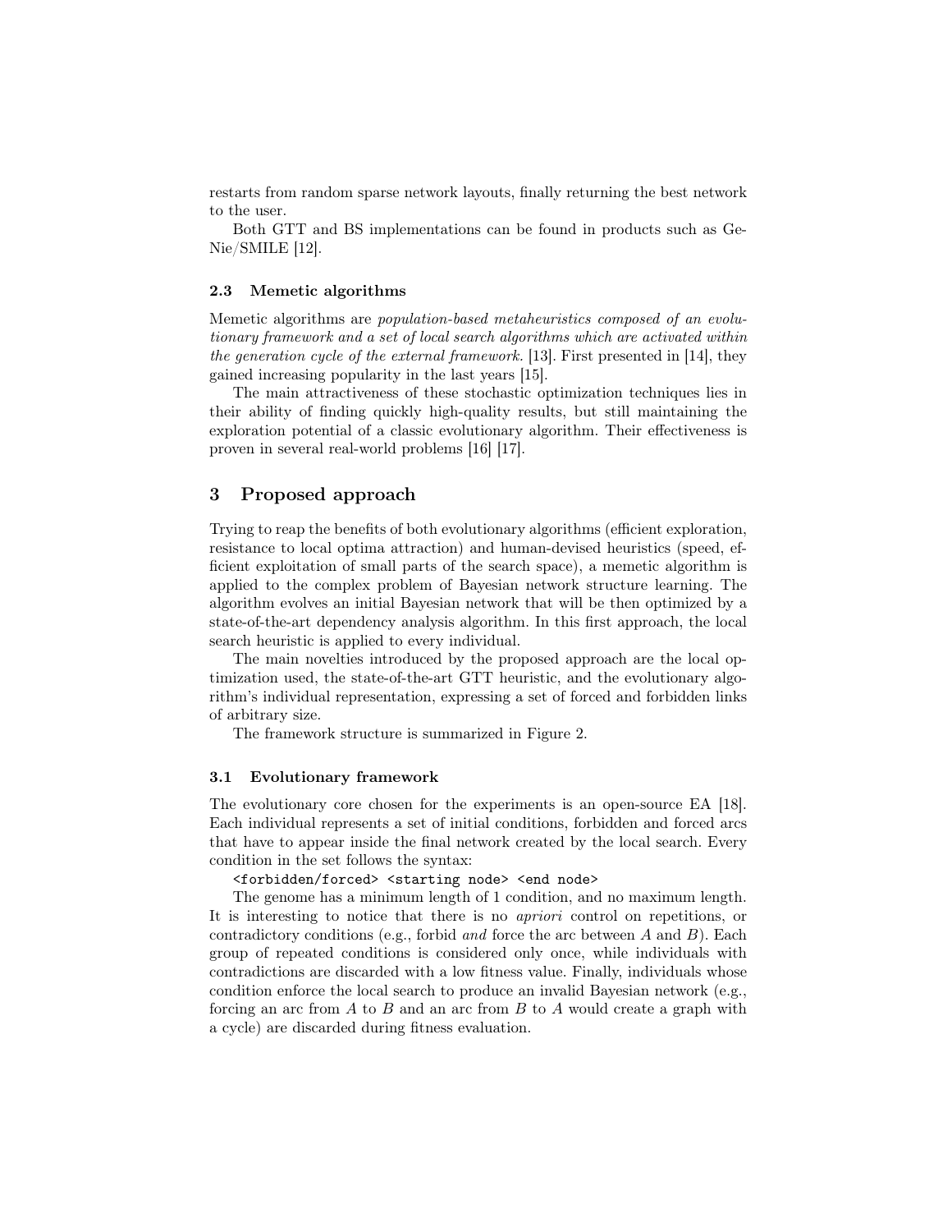restarts from random sparse network layouts, finally returning the best network to the user.

Both GTT and BS implementations can be found in products such as GeNie/SMILE [12].

### 2.3 Memetic algorithms

Memetic algorithms are *population-based metaheuristics composed of an evolutionary framework and a set of local search algorithms which are activated within the generation cycle of the external framework.* [13]. First presented in [14], they gained increasing popularity in the last years [15].

The main attractiveness of these stochastic optimization techniques lies in their ability of finding quickly high-quality results, but still maintaining the exploration potential of a classic evolutionary algorithm. Their effectiveness is proven in several real-world problems [16] [17].

## 3 Proposed approach

Trying to reap the benefits of both evolutionary algorithms (efficient exploration, resistance to local optima attraction) and human-devised heuristics (speed, efficient exploitation of small parts of the search space), a memetic algorithm is applied to the complex problem of Bayesian network structure learning. The algorithm evolves an initial Bayesian network that will be then optimized by a state-of-the-art dependency analysis algorithm. In this first approach, the local search heuristic is applied to every individual.

The main novelties introduced by the proposed approach are the local optimization used, the state-of-the-art GTT heuristic, and the evolutionary algorithm's individual representation, expressing a set of forced and forbidden links of arbitrary size.

The framework structure is summarized in Figure 2.

### 3.1 Evolutionary framework

The evolutionary core chosen for the experiments is an open-source EA [18]. Each individual represents a set of initial conditions, forbidden and forced arcs that have to appear inside the final network created by the local search. Every condition in the set follows the syntax:

`<forbidden/forced> <starting node> <end node>`

The genome has a minimum length of 1 condition, and no maximum length. It is interesting to notice that there is no *apriori* control on repetitions, or contradictory conditions (e.g., forbid *and* force the arc between $A$ and $B$). Each group of repeated conditions is considered only once, while individuals with contradictions are discarded with a low fitness value. Finally, individuals whose condition enforce the local search to produce an invalid Bayesian network (e.g., forcing an arc from $A$ to $B$ and an arc from $B$ to $A$ would create a graph with a cycle) are discarded during fitness evaluation.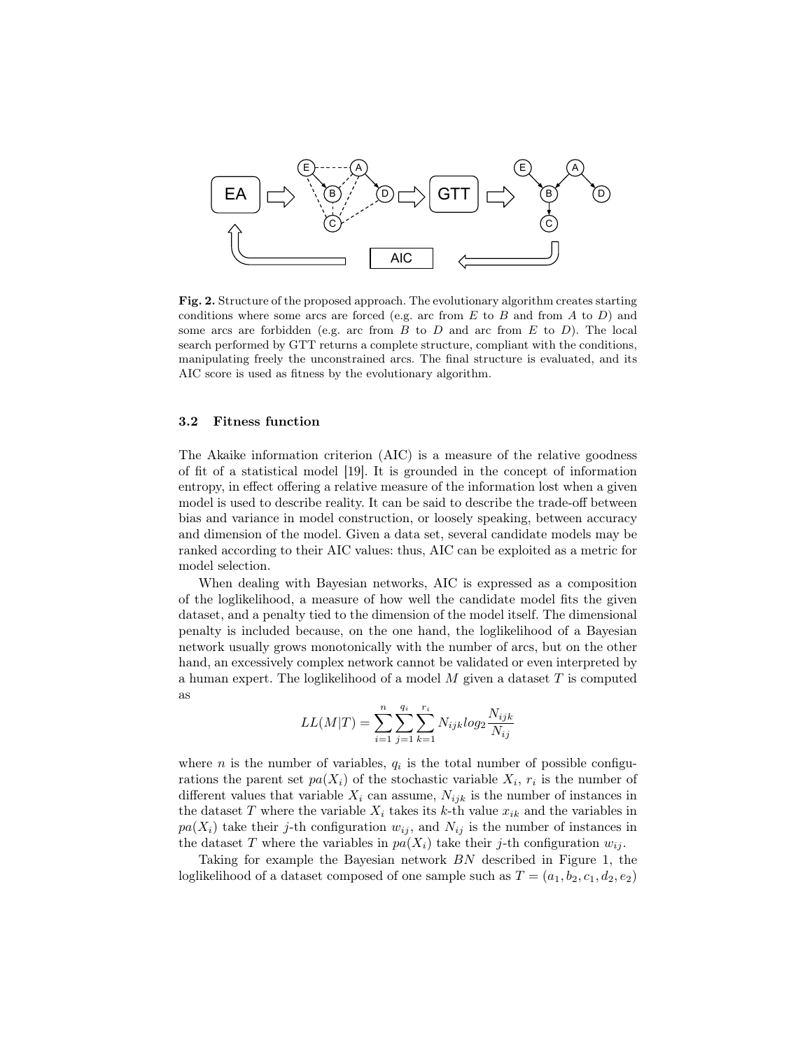EA

E A B D C

GTT

E A B D C

AIC

**Fig. 2.** Structure of the proposed approach. The evolutionary algorithm creates starting conditions where some arcs are forced (e.g. arc from $E$ to $B$ and from $A$ to $D$) and some arcs are forbidden (e.g. arc from $B$ to $D$ and arc from $E$ to $D$). The local search performed by GTT returns a complete structure, compliant with the conditions, manipulating freely the unconstrained arcs. The final structure is evaluated, and its AIC score is used as fitness by the evolutionary algorithm.

### 3.2 Fitness function

The Akaike information criterion (AIC) is a measure of the relative goodness of fit of a statistical model [19]. It is grounded in the concept of information entropy, in effect offering a relative measure of the information lost when a given model is used to describe reality. It can be said to describe the trade-off between bias and variance in model construction, or loosely speaking, between accuracy and dimension of the model. Given a data set, several candidate models may be ranked according to their AIC values: thus, AIC can be exploited as a metric for model selection.

When dealing with Bayesian networks, AIC is expressed as a composition of the loglikelihood, a measure of how well the candidate model fits the given dataset, and a penalty tied to the dimension of the model itself. The dimensional penalty is included because, on the one hand, the loglikelihood of a Bayesian network usually grows monotonically with the number of arcs, but on the other hand, an excessively complex network cannot be validated or even interpreted by a human expert. The loglikelihood of a model $M$ given a dataset $T$ is computed as

$$LL(M|T) = \sum_{i=1}^{n} \sum_{j=1}^{q_i} \sum_{k=1}^{r_i} N_{ijk} log_2 \frac{N_{ijk}}{N_{ij}}$$

where $n$ is the number of variables, $q_i$ is the total number of possible configurations the parent set $pa(X_i)$ of the stochastic variable $X_i$, $r_i$ is the number of different values that variable $X_i$ can assume, $N_{ijk}$ is the number of instances in the dataset $T$ where the variable $X_i$ takes its $k$-th value $x_{ik}$ and the variables in $pa(X_i)$ take their $j$-th configuration $w_{ij}$, and $N_{ij}$ is the number of instances in the dataset $T$ where the variables in $pa(X_i)$ take their $j$-th configuration $w_{ij}$.

Taking for example the Bayesian network $BN$ described in Figure 1, the loglikelihood of a dataset composed of one sample such as $T = (a_1, b_2, c_1, d_2, e_2)$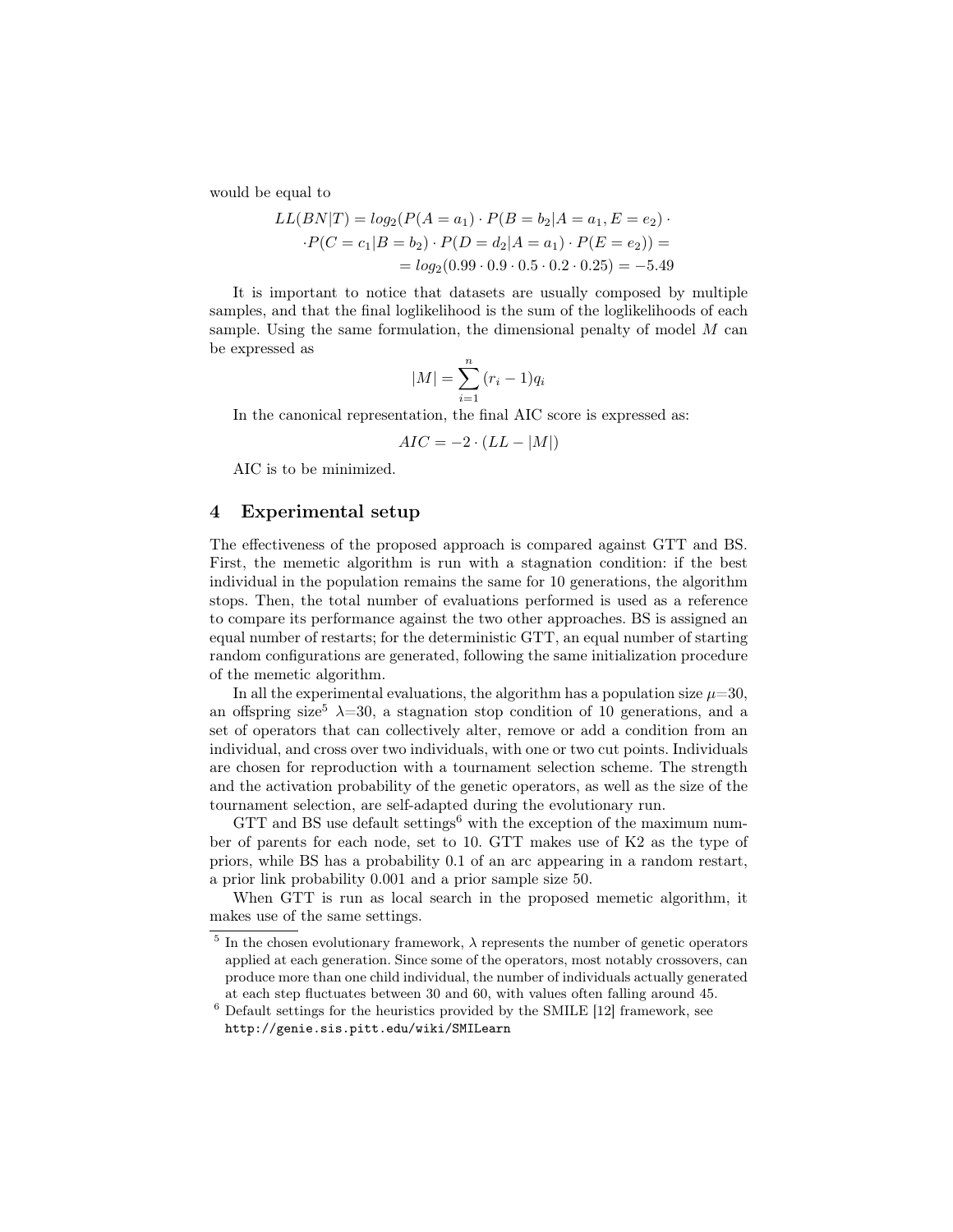would be equal to

$$LL(BN|T) = log_2(P(A = a_1) \cdot P(B = b_2|A = a_1, E = e_2) \cdot$$
$$\cdot P(C = c_1|B = b_2) \cdot P(D = d_2|A = a_1) \cdot P(E = e_2)) =$$
$$= log_2(0.99 \cdot 0.9 \cdot 0.5 \cdot 0.2 \cdot 0.25) = -5.49$$

It is important to notice that datasets are usually composed by multiple samples, and that the final loglikelihood is the sum of the loglikelihoods of each sample. Using the same formulation, the dimensional penalty of model $M$ can be expressed as

$$|M| = \sum_{i=1}^{n} (r_i - 1)q_i$$

In the canonical representation, the final AIC score is expressed as:

$$AIC = -2 \cdot (LL - |M|)$$

AIC is to be minimized.

## 4 Experimental setup

The effectiveness of the proposed approach is compared against GTT and BS. First, the memetic algorithm is run with a stagnation condition: if the best individual in the population remains the same for 10 generations, the algorithm stops. Then, the total number of evaluations performed is used as a reference to compare its performance against the two other approaches. BS is assigned an equal number of restarts; for the deterministic GTT, an equal number of starting random configurations are generated, following the same initialization procedure of the memetic algorithm.

In all the experimental evaluations, the algorithm has a population size $\mu$=30, an offspring size[5] $\lambda$=30, a stagnation stop condition of 10 generations, and a set of operators that can collectively alter, remove or add a condition from an individual, and cross over two individuals, with one or two cut points. Individuals are chosen for reproduction with a tournament selection scheme. The strength and the activation probability of the genetic operators, as well as the size of the tournament selection, are self-adapted during the evolutionary run.

GTT and BS use default settings[6] with the exception of the maximum number of parents for each node, set to 10. GTT makes use of K2 as the type of priors, while BS has a probability 0.1 of an arc appearing in a random restart, a prior link probability 0.001 and a prior sample size 50.

When GTT is run as local search in the proposed memetic algorithm, it makes use of the same settings.

[5] In the chosen evolutionary framework, $\lambda$ represents the number of genetic operators applied at each generation. Since some of the operators, most notably crossovers, can produce more than one child individual, the number of individuals actually generated at each step fluctuates between 30 and 60, with values often falling around 45.

[6] Default settings for the heuristics provided by the SMILE [12] framework, see `http://genie.sis.pitt.edu/wiki/SMILearn`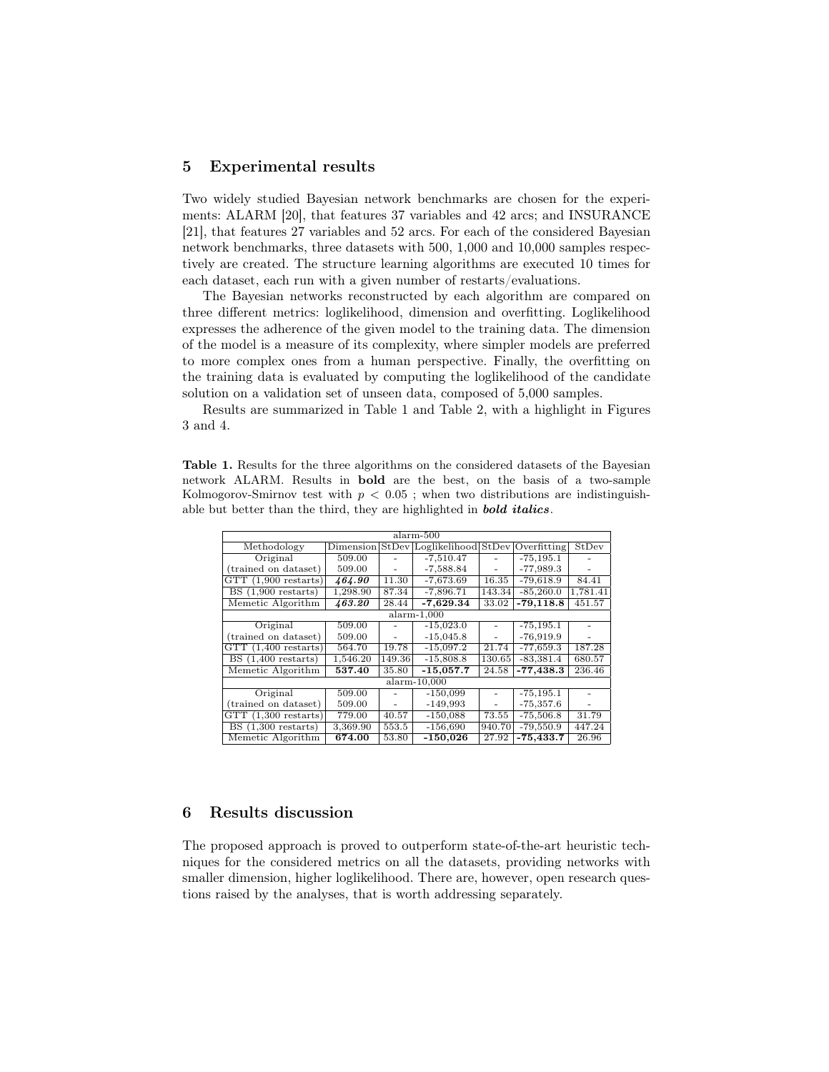## 5 Experimental results

Two widely studied Bayesian network benchmarks are chosen for the experiments: ALARM [20], that features 37 variables and 42 arcs; and INSURANCE [21], that features 27 variables and 52 arcs. For each of the considered Bayesian network benchmarks, three datasets with 500, 1,000 and 10,000 samples respectively are created. The structure learning algorithms are executed 10 times for each dataset, each run with a given number of restarts/evaluations.

The Bayesian networks reconstructed by each algorithm are compared on three different metrics: loglikelihood, dimension and overfitting. Loglikelihood expresses the adherence of the given model to the training data. The dimension of the model is a measure of its complexity, where simpler models are preferred to more complex ones from a human perspective. Finally, the overfitting on the training data is evaluated by computing the loglikelihood of the candidate solution on a validation set of unseen data, composed of 5,000 samples.

Results are summarized in Table 1 and Table 2, with a highlight in Figures 3 and 4.

**Table 1.** Results for the three algorithms on the considered datasets of the Bayesian network ALARM. Results in **bold** are the best, on the basis of a two-sample Kolmogorov-Smirnov test with $p < 0.05$ ; when two distributions are indistinguishable but better than the third, they are highlighted in ***bold italics***.

| alarm-500 | | | | | | |
|---|---|---|---|---|---|---|
| Methodology | Dimension | StDev | Loglikelihood | StDev | Overfitting | StDev |
| Original | 509.00 | - | -7,510.47 | - | -75,195.1 | - |
| (trained on dataset) | 509.00 | - | -7,588.84 | - | -77,989.3 | - |
| GTT (1,900 restarts) | ***464.90*** | 11.30 | -7,673.69 | 16.35 | -79,618.9 | 84.41 |
| BS (1,900 restarts) | 1,298.90 | 87.34 | -7,896.71 | 143.34 | -85,260.0 | 1,781.41 |
| Memetic Algorithm | ***463.20*** | 28.44 | **-7,629.34** | 33.02 | **-79,118.8** | 451.57 |
| alarm-1,000 | | | | | | |
| Original | 509.00 | - | -15,023.0 | - | -75,195.1 | - |
| (trained on dataset) | 509.00 | - | -15,045.8 | - | -76,919.9 | - |
| GTT (1,400 restarts) | 564.70 | 19.78 | -15,097.2 | 21.74 | -77,659.3 | 187.28 |
| BS (1,400 restarts) | 1,546.20 | 149.36 | -15,808.8 | 130.65 | -83,381.4 | 680.57 |
| Memetic Algorithm | **537.40** | 35.80 | **-15,057.7** | 24.58 | **-77,438.3** | 236.46 |
| alarm-10,000 | | | | | | |
| Original | 509.00 | - | -150,099 | - | -75,195.1 | - |
| (trained on dataset) | 509.00 | - | -149,993 | - | -75,357.6 | - |
| GTT (1,300 restarts) | 779.00 | 40.57 | -150,088 | 73.55 | -75,506.8 | 31.79 |
| BS (1,300 restarts) | 3,369.90 | 553.5 | -156,690 | 940.70 | -79,550.9 | 447.24 |
| Memetic Algorithm | **674.00** | 53.80 | **-150,026** | 27.92 | **-75,433.7** | 26.96 |

## 6 Results discussion

The proposed approach is proved to outperform state-of-the-art heuristic techniques for the considered metrics on all the datasets, providing networks with smaller dimension, higher loglikelihood. There are, however, open research questions raised by the analyses, that is worth addressing separately.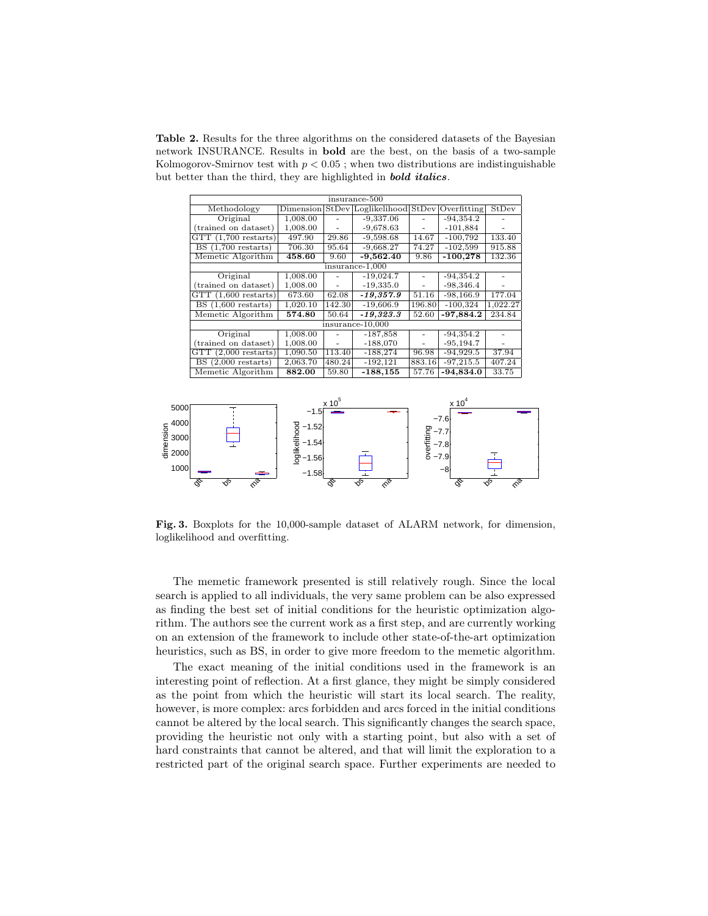**Table 2.** Results for the three algorithms on the considered datasets of the Bayesian network INSURANCE. Results in **bold** are the best, on the basis of a two-sample Kolmogorov-Smirnov test with $p < 0.05$ ; when two distributions are indistinguishable but better than the third, they are highlighted in ***bold italics***.

| Methodology | Dimension | StDev | Loglikelihood | StDev | Overfitting | StDev |
|---|---|---|---|---|---|---|
| insurance-500 | | | | | | |
| Original | 1,008.00 | - | -9,337.06 | - | -94,354.2 | - |
| (trained on dataset) | 1,008.00 | - | -9,678.63 | - | -101,884 | - |
| GTT (1,700 restarts) | 497.90 | 29.86 | -9,598.68 | 14.67 | -100,792 | 133.40 |
| BS (1,700 restarts) | 706.30 | 95.64 | -9,668.27 | 74.27 | -102,599 | 915.88 |
| Memetic Algorithm | **458.60** | 9.60 | **-9,562.40** | 9.86 | **-100,278** | 132.36 |
| insurance-1,000 | | | | | | |
| Original | 1,008.00 | - | -19,024.7 | - | -94,354.2 | - |
| (trained on dataset) | 1,008.00 | - | -19,335.0 | - | -98,346.4 | - |
| GTT (1,600 restarts) | 673.60 | 62.08 | ***-19,357.9*** | 51.16 | -98,166.9 | 177.04 |
| BS (1,600 restarts) | 1,020.10 | 142.30 | -19,606.9 | 196.80 | -100,324 | 1,022.27 |
| Memetic Algorithm | **574.80** | 50.64 | ***-19,323.3*** | 52.60 | **-97,884.2** | 234.84 |
| insurance-10,000 | | | | | | |
| Original | 1,008.00 | - | -187,858 | - | -94,354.2 | - |
| (trained on dataset) | 1,008.00 | - | -188,070 | - | -95,194.7 | - |
| GTT (2,000 restarts) | 1,090.50 | 113.40 | -188,274 | 96.98 | -94,929.5 | 37.94 |
| BS (2,000 restarts) | 2,063.70 | 480.24 | -192,121 | 883.16 | -97,215.5 | 407.24 |
| Memetic Algorithm | **882.00** | 59.80 | **-188,155** | 57.76 | **-94,834.0** | 33.75 |

**Fig. 3.** Boxplots for the 10,000-sample dataset of ALARM network, for dimension, loglikelihood and overfitting.

The memetic framework presented is still relatively rough. Since the local search is applied to all individuals, the very same problem can be also expressed as finding the best set of initial conditions for the heuristic optimization algorithm. The authors see the current work as a first step, and are currently working on an extension of the framework to include other state-of-the-art optimization heuristics, such as BS, in order to give more freedom to the memetic algorithm.

The exact meaning of the initial conditions used in the framework is an interesting point of reflection. At a first glance, they might be simply considered as the point from which the heuristic will start its local search. The reality, however, is more complex: arcs forbidden and arcs forced in the initial conditions cannot be altered by the local search. This significantly changes the search space, providing the heuristic not only with a starting point, but also with a set of hard constraints that cannot be altered, and that will limit the exploration to a restricted part of the original search space. Further experiments are needed to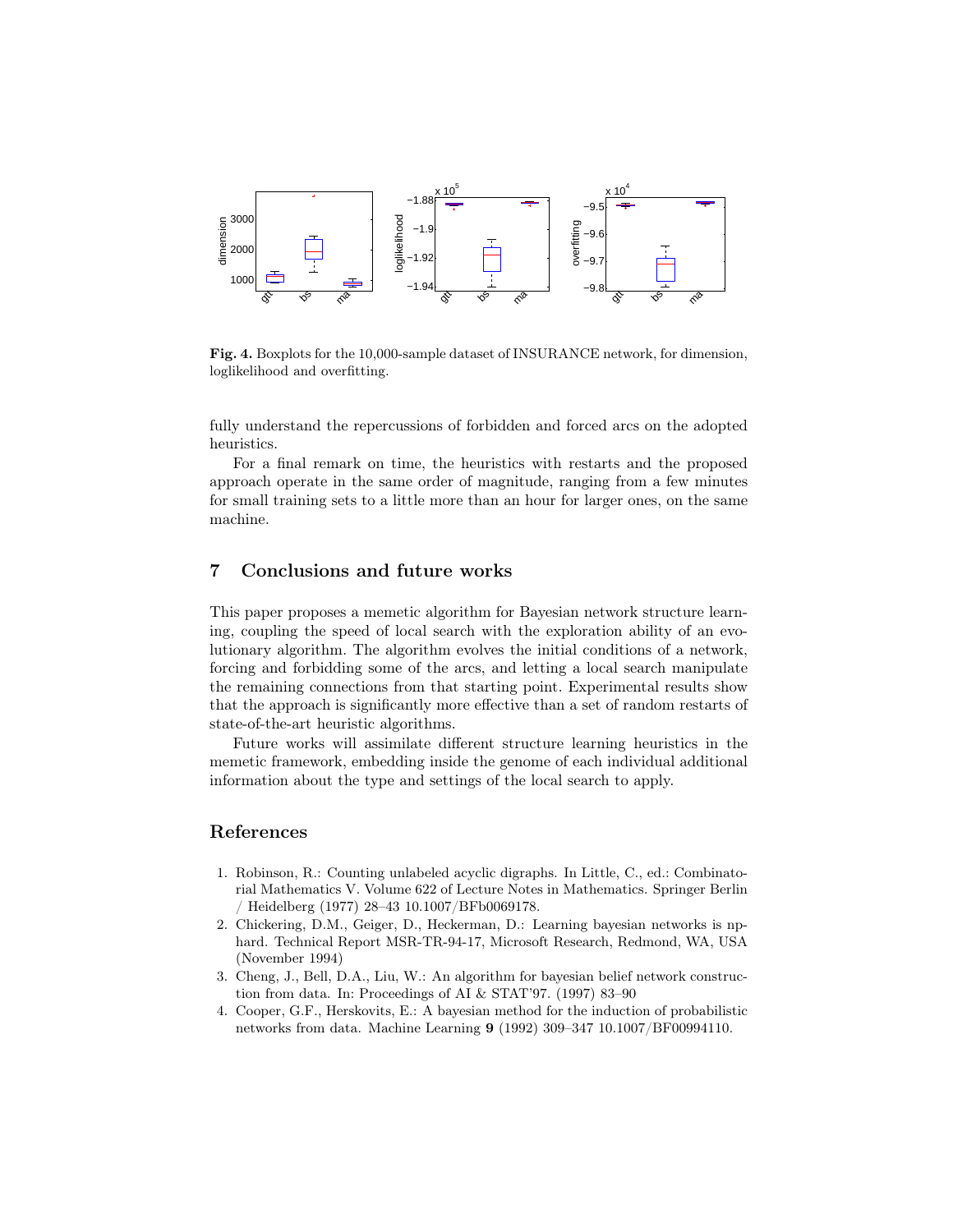Fig. 4. Boxplots for the 10,000-sample dataset of INSURANCE network, for dimension, loglikelihood and overfitting.

fully understand the repercussions of forbidden and forced arcs on the adopted heuristics.

For a final remark on time, the heuristics with restarts and the proposed approach operate in the same order of magnitude, ranging from a few minutes for small training sets to a little more than an hour for larger ones, on the same machine.

## 7 Conclusions and future works

This paper proposes a memetic algorithm for Bayesian network structure learning, coupling the speed of local search with the exploration ability of an evolutionary algorithm. The algorithm evolves the initial conditions of a network, forcing and forbidding some of the arcs, and letting a local search manipulate the remaining connections from that starting point. Experimental results show that the approach is significantly more effective than a set of random restarts of state-of-the-art heuristic algorithms.

Future works will assimilate different structure learning heuristics in the memetic framework, embedding inside the genome of each individual additional information about the type and settings of the local search to apply.

## References

1. Robinson, R.: Counting unlabeled acyclic digraphs. In Little, C., ed.: Combinatorial Mathematics V. Volume 622 of Lecture Notes in Mathematics. Springer Berlin / Heidelberg (1977) 28–43 10.1007/BFb0069178.
2. Chickering, D.M., Geiger, D., Heckerman, D.: Learning bayesian networks is np-hard. Technical Report MSR-TR-94-17, Microsoft Research, Redmond, WA, USA (November 1994)
3. Cheng, J., Bell, D.A., Liu, W.: An algorithm for bayesian belief network construction from data. In: Proceedings of AI & STAT'97. (1997) 83–90
4. Cooper, G.F., Herskovits, E.: A bayesian method for the induction of probabilistic networks from data. Machine Learning **9** (1992) 309–347 10.1007/BF00994110.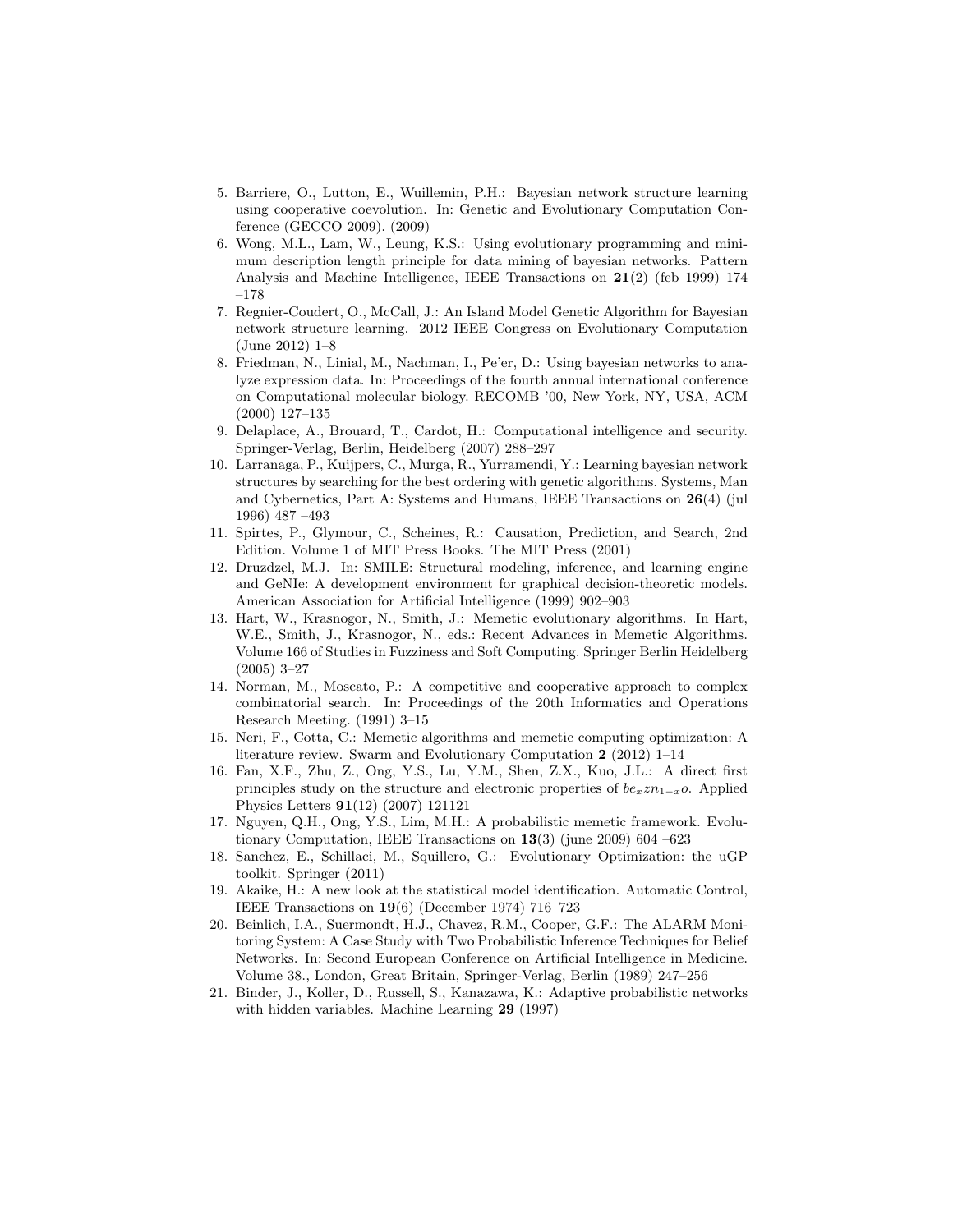5. Barriere, O., Lutton, E., Wuillemin, P.H.: Bayesian network structure learning using cooperative coevolution. In: Genetic and Evolutionary Computation Conference (GECCO 2009). (2009)
6. Wong, M.L., Lam, W., Leung, K.S.: Using evolutionary programming and minimum description length principle for data mining of bayesian networks. Pattern Analysis and Machine Intelligence, IEEE Transactions on **21**(2) (feb 1999) 174 –178
7. Regnier-Coudert, O., McCall, J.: An Island Model Genetic Algorithm for Bayesian network structure learning. 2012 IEEE Congress on Evolutionary Computation (June 2012) 1–8
8. Friedman, N., Linial, M., Nachman, I., Pe'er, D.: Using bayesian networks to analyze expression data. In: Proceedings of the fourth annual international conference on Computational molecular biology. RECOMB '00, New York, NY, USA, ACM (2000) 127–135
9. Delaplace, A., Brouard, T., Cardot, H.: Computational intelligence and security. Springer-Verlag, Berlin, Heidelberg (2007) 288–297
10. Larranaga, P., Kuijpers, C., Murga, R., Yurramendi, Y.: Learning bayesian network structures by searching for the best ordering with genetic algorithms. Systems, Man and Cybernetics, Part A: Systems and Humans, IEEE Transactions on **26**(4) (jul 1996) 487 –493
11. Spirtes, P., Glymour, C., Scheines, R.: Causation, Prediction, and Search, 2nd Edition. Volume 1 of MIT Press Books. The MIT Press (2001)
12. Druzdzel, M.J. In: SMILE: Structural modeling, inference, and learning engine and GeNIe: A development environment for graphical decision-theoretic models. American Association for Artificial Intelligence (1999) 902–903
13. Hart, W., Krasnogor, N., Smith, J.: Memetic evolutionary algorithms. In Hart, W.E., Smith, J., Krasnogor, N., eds.: Recent Advances in Memetic Algorithms. Volume 166 of Studies in Fuzziness and Soft Computing. Springer Berlin Heidelberg (2005) 3–27
14. Norman, M., Moscato, P.: A competitive and cooperative approach to complex combinatorial search. In: Proceedings of the 20th Informatics and Operations Research Meeting. (1991) 3–15
15. Neri, F., Cotta, C.: Memetic algorithms and memetic computing optimization: A literature review. Swarm and Evolutionary Computation **2** (2012) 1–14
16. Fan, X.F., Zhu, Z., Ong, Y.S., Lu, Y.M., Shen, Z.X., Kuo, J.L.: A direct first principles study on the structure and electronic properties of $be_xzn_{1-x}o$. Applied Physics Letters **91**(12) (2007) 121121
17. Nguyen, Q.H., Ong, Y.S., Lim, M.H.: A probabilistic memetic framework. Evolutionary Computation, IEEE Transactions on **13**(3) (june 2009) 604 –623
18. Sanchez, E., Schillaci, M., Squillero, G.: Evolutionary Optimization: the uGP toolkit. Springer (2011)
19. Akaike, H.: A new look at the statistical model identification. Automatic Control, IEEE Transactions on **19**(6) (December 1974) 716–723
20. Beinlich, I.A., Suermondt, H.J., Chavez, R.M., Cooper, G.F.: The ALARM Monitoring System: A Case Study with Two Probabilistic Inference Techniques for Belief Networks. In: Second European Conference on Artificial Intelligence in Medicine. Volume 38., London, Great Britain, Springer-Verlag, Berlin (1989) 247–256
21. Binder, J., Koller, D., Russell, S., Kanazawa, K.: Adaptive probabilistic networks with hidden variables. Machine Learning **29** (1997)